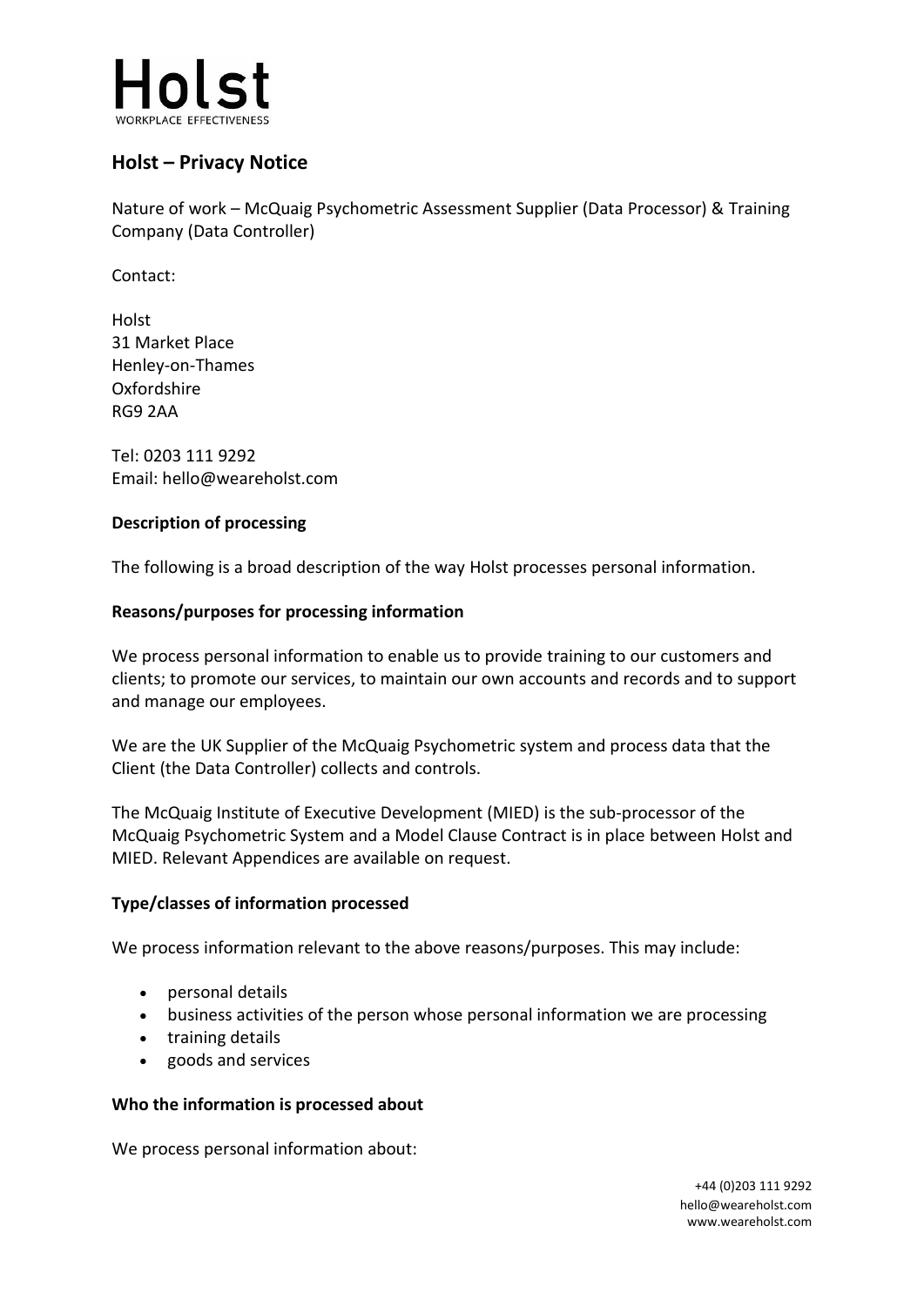# Holst

WORKPLACE EFFECTIVENESS

## Holst – Privacy Notice

Nature of work – McQuaig Psychometric Assessment Supplier (Data Processor) & Training Company (Data Controller)

Contact:

Holst
31 Market Place
Henley-on-Thames
Oxfordshire
RG9 2AA

Tel: 0203 111 9292
Email: hello@weareholst.com

### Description of processing

The following is a broad description of the way Holst processes personal information.

### Reasons/purposes for processing information

We process personal information to enable us to provide training to our customers and clients; to promote our services, to maintain our own accounts and records and to support and manage our employees.

We are the UK Supplier of the McQuaig Psychometric system and process data that the Client (the Data Controller) collects and controls.

The McQuaig Institute of Executive Development (MIED) is the sub-processor of the McQuaig Psychometric System and a Model Clause Contract is in place between Holst and MIED. Relevant Appendices are available on request.

### Type/classes of information processed

We process information relevant to the above reasons/purposes. This may include:

- personal details
- business activities of the person whose personal information we are processing
- training details
- goods and services

### Who the information is processed about

We process personal information about: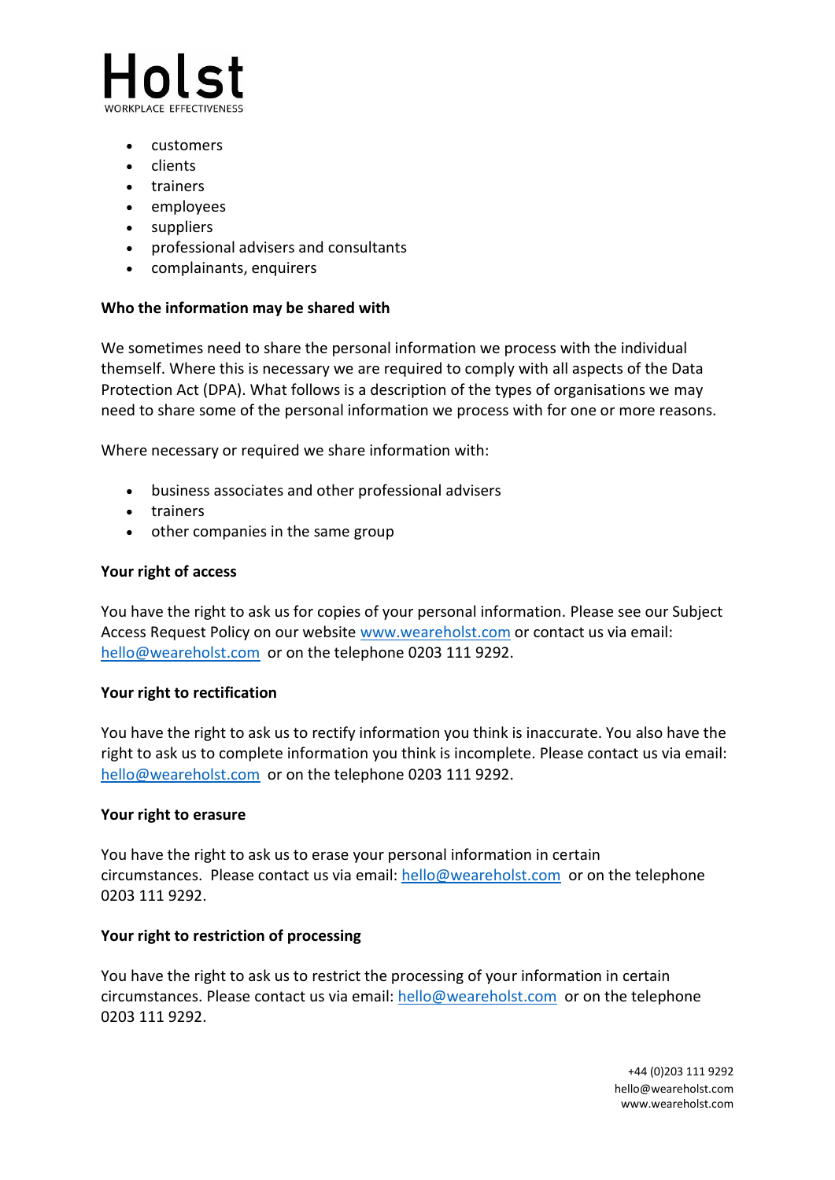- customers
- clients
- trainers
- employees
- suppliers
- professional advisers and consultants
- complainants, enquirers

**Who the information may be shared with**

We sometimes need to share the personal information we process with the individual themself. Where this is necessary we are required to comply with all aspects of the Data Protection Act (DPA). What follows is a description of the types of organisations we may need to share some of the personal information we process with for one or more reasons.

Where necessary or required we share information with:

- business associates and other professional advisers
- trainers
- other companies in the same group

**Your right of access**

You have the right to ask us for copies of your personal information. Please see our Subject Access Request Policy on our website www.weareholst.com or contact us via email: hello@weareholst.com or on the telephone 0203 111 9292.

**Your right to rectification**

You have the right to ask us to rectify information you think is inaccurate. You also have the right to ask us to complete information you think is incomplete. Please contact us via email: hello@weareholst.com or on the telephone 0203 111 9292.

**Your right to erasure**

You have the right to ask us to erase your personal information in certain circumstances. Please contact us via email: hello@weareholst.com or on the telephone 0203 111 9292.

**Your right to restriction of processing**

You have the right to ask us to restrict the processing of your information in certain circumstances. Please contact us via email: hello@weareholst.com or on the telephone 0203 111 9292.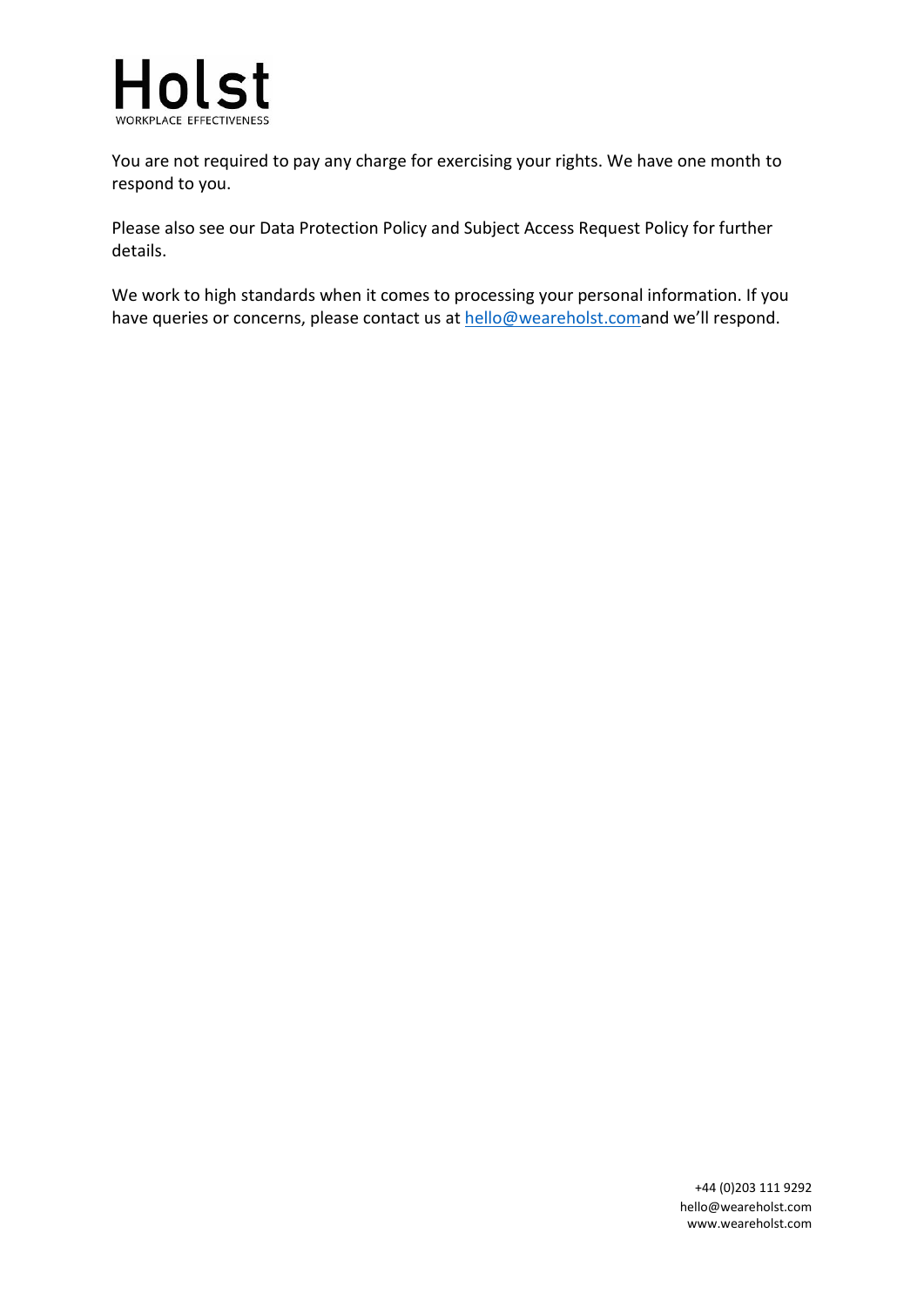You are not required to pay any charge for exercising your rights. We have one month to respond to you.

Please also see our Data Protection Policy and Subject Access Request Policy for further details.

We work to high standards when it comes to processing your personal information. If you have queries or concerns, please contact us at hello@weareholst.comand we'll respond.